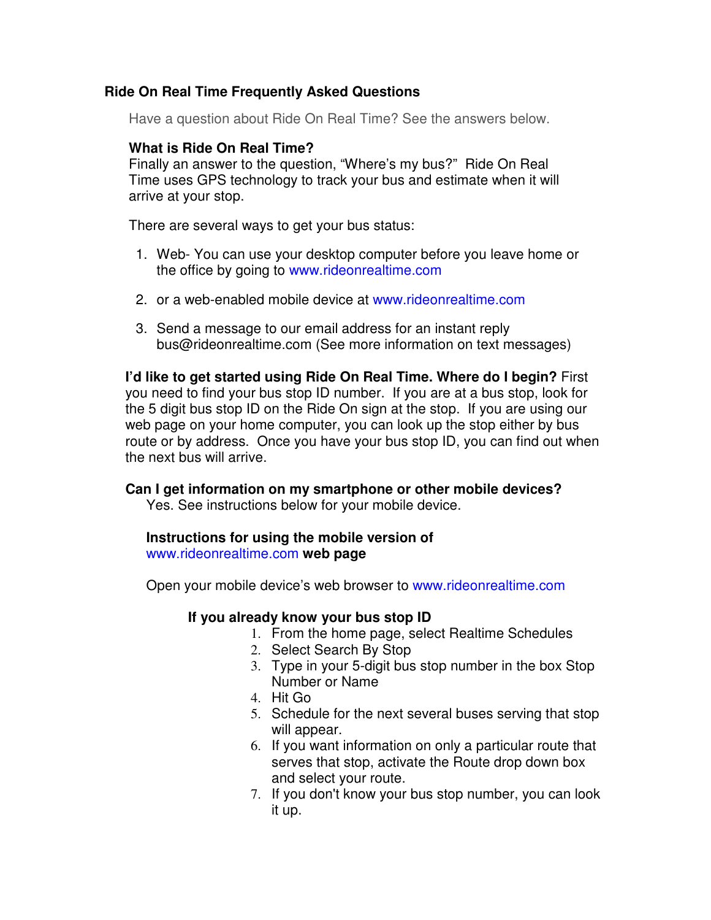## Ride On Real Time Frequently Asked Questions

Have a question about Ride On Real Time? See the answers below.

### What is Ride On Real Time?

Finally an answer to the question, "Where's my bus?" Ride On Real Time uses GPS technology to track your bus and estimate when it will arrive at your stop.

There are several ways to get your bus status:

1. Web- You can use your desktop computer before you leave home or the office by going to www.rideonrealtime.com
2. or a web-enabled mobile device at www.rideonrealtime.com
3. Send a message to our email address for an instant reply bus@rideonrealtime.com (See more information on text messages)

**I'd like to get started using Ride On Real Time. Where do I begin?** First you need to find your bus stop ID number. If you are at a bus stop, look for the 5 digit bus stop ID on the Ride On sign at the stop. If you are using our web page on your home computer, you can look up the stop either by bus route or by address. Once you have your bus stop ID, you can find out when the next bus will arrive.

### Can I get information on my smartphone or other mobile devices?

Yes. See instructions below for your mobile device.

#### Instructions for using the mobile version of www.rideonrealtime.com web page

Open your mobile device's web browser to www.rideonrealtime.com

##### If you already know your bus stop ID

1. From the home page, select Realtime Schedules
2. Select Search By Stop
3. Type in your 5-digit bus stop number in the box Stop Number or Name
4. Hit Go
5. Schedule for the next several buses serving that stop will appear.
6. If you want information on only a particular route that serves that stop, activate the Route drop down box and select your route.
7. If you don't know your bus stop number, you can look it up.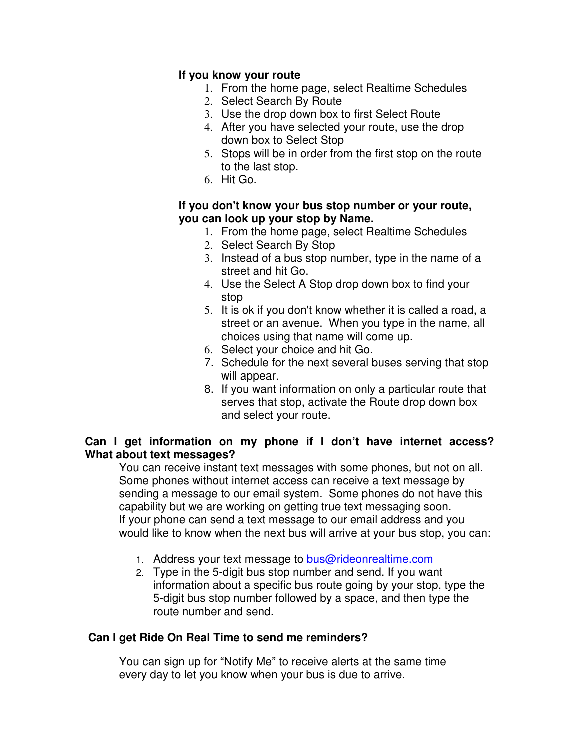**If you know your route**

1. From the home page, select Realtime Schedules
2. Select Search By Route
3. Use the drop down box to first Select Route
4. After you have selected your route, use the drop down box to Select Stop
5. Stops will be in order from the first stop on the route to the last stop.
6. Hit Go.

**If you don't know your bus stop number or your route, you can look up your stop by Name.**

1. From the home page, select Realtime Schedules
2. Select Search By Stop
3. Instead of a bus stop number, type in the name of a street and hit Go.
4. Use the Select A Stop drop down box to find your stop
5. It is ok if you don't know whether it is called a road, a street or an avenue. When you type in the name, all choices using that name will come up.
6. Select your choice and hit Go.
7. Schedule for the next several buses serving that stop will appear.
8. If you want information on only a particular route that serves that stop, activate the Route drop down box and select your route.

**Can I get information on my phone if I don't have internet access? What about text messages?**

You can receive instant text messages with some phones, but not on all. Some phones without internet access can receive a text message by sending a message to our email system. Some phones do not have this capability but we are working on getting true text messaging soon. If your phone can send a text message to our email address and you would like to know when the next bus will arrive at your bus stop, you can:

1. Address your text message to bus@rideonrealtime.com
2. Type in the 5-digit bus stop number and send. If you want information about a specific bus route going by your stop, type the 5-digit bus stop number followed by a space, and then type the route number and send.

**Can I get Ride On Real Time to send me reminders?**

You can sign up for "Notify Me" to receive alerts at the same time every day to let you know when your bus is due to arrive.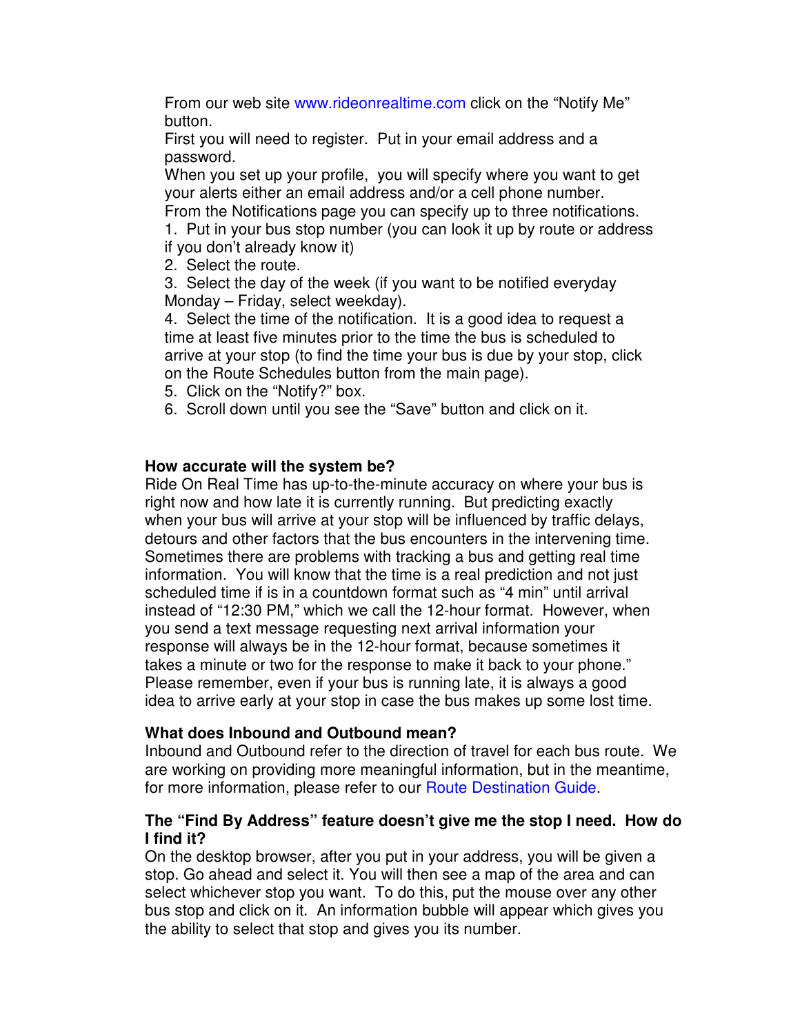From our web site www.rideonrealtime.com click on the “Notify Me” button.

First you will need to register. Put in your email address and a password.

When you set up your profile, you will specify where you want to get your alerts either an email address and/or a cell phone number.

From the Notifications page you can specify up to three notifications.

1. Put in your bus stop number (you can look it up by route or address if you don’t already know it)
2. Select the route.
3. Select the day of the week (if you want to be notified everyday Monday – Friday, select weekday).
4. Select the time of the notification. It is a good idea to request a time at least five minutes prior to the time the bus is scheduled to arrive at your stop (to find the time your bus is due by your stop, click on the Route Schedules button from the main page).
5. Click on the “Notify?” box.
6. Scroll down until you see the “Save” button and click on it.

**How accurate will the system be?**

Ride On Real Time has up-to-the-minute accuracy on where your bus is right now and how late it is currently running. But predicting exactly when your bus will arrive at your stop will be influenced by traffic delays, detours and other factors that the bus encounters in the intervening time. Sometimes there are problems with tracking a bus and getting real time information. You will know that the time is a real prediction and not just scheduled time if is in a countdown format such as “4 min” until arrival instead of “12:30 PM,” which we call the 12-hour format. However, when you send a text message requesting next arrival information your response will always be in the 12-hour format, because sometimes it takes a minute or two for the response to make it back to your phone.” Please remember, even if your bus is running late, it is always a good idea to arrive early at your stop in case the bus makes up some lost time.

**What does Inbound and Outbound mean?**

Inbound and Outbound refer to the direction of travel for each bus route. We are working on providing more meaningful information, but in the meantime, for more information, please refer to our Route Destination Guide.

**The “Find By Address” feature doesn’t give me the stop I need. How do I find it?**

On the desktop browser, after you put in your address, you will be given a stop. Go ahead and select it. You will then see a map of the area and can select whichever stop you want. To do this, put the mouse over any other bus stop and click on it. An information bubble will appear which gives you the ability to select that stop and gives you its number.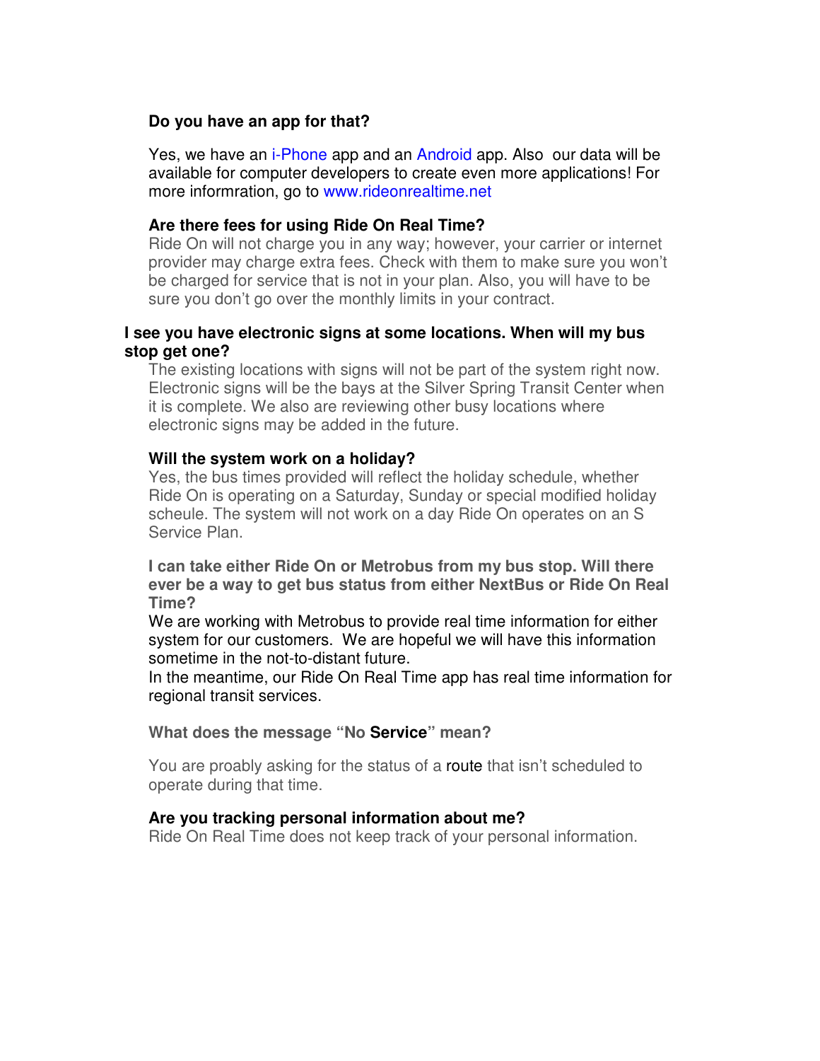**Do you have an app for that?**

Yes, we have an i-Phone app and an Android app. Also our data will be available for computer developers to create even more applications! For more informration, go to www.rideonrealtime.net

**Are there fees for using Ride On Real Time?**

Ride On will not charge you in any way; however, your carrier or internet provider may charge extra fees. Check with them to make sure you won't be charged for service that is not in your plan. Also, you will have to be sure you don't go over the monthly limits in your contract.

**I see you have electronic signs at some locations. When will my bus stop get one?**

The existing locations with signs will not be part of the system right now. Electronic signs will be the bays at the Silver Spring Transit Center when it is complete. We also are reviewing other busy locations where electronic signs may be added in the future.

**Will the system work on a holiday?**

Yes, the bus times provided will reflect the holiday schedule, whether Ride On is operating on a Saturday, Sunday or special modified holiday scheule. The system will not work on a day Ride On operates on an S Service Plan.

**I can take either Ride On or Metrobus from my bus stop. Will there ever be a way to get bus status from either NextBus or Ride On Real Time?**

We are working with Metrobus to provide real time information for either system for our customers. We are hopeful we will have this information sometime in the not-to-distant future.

In the meantime, our Ride On Real Time app has real time information for regional transit services.

**What does the message "No Service" mean?**

You are proably asking for the status of a route that isn't scheduled to operate during that time.

**Are you tracking personal information about me?**

Ride On Real Time does not keep track of your personal information.